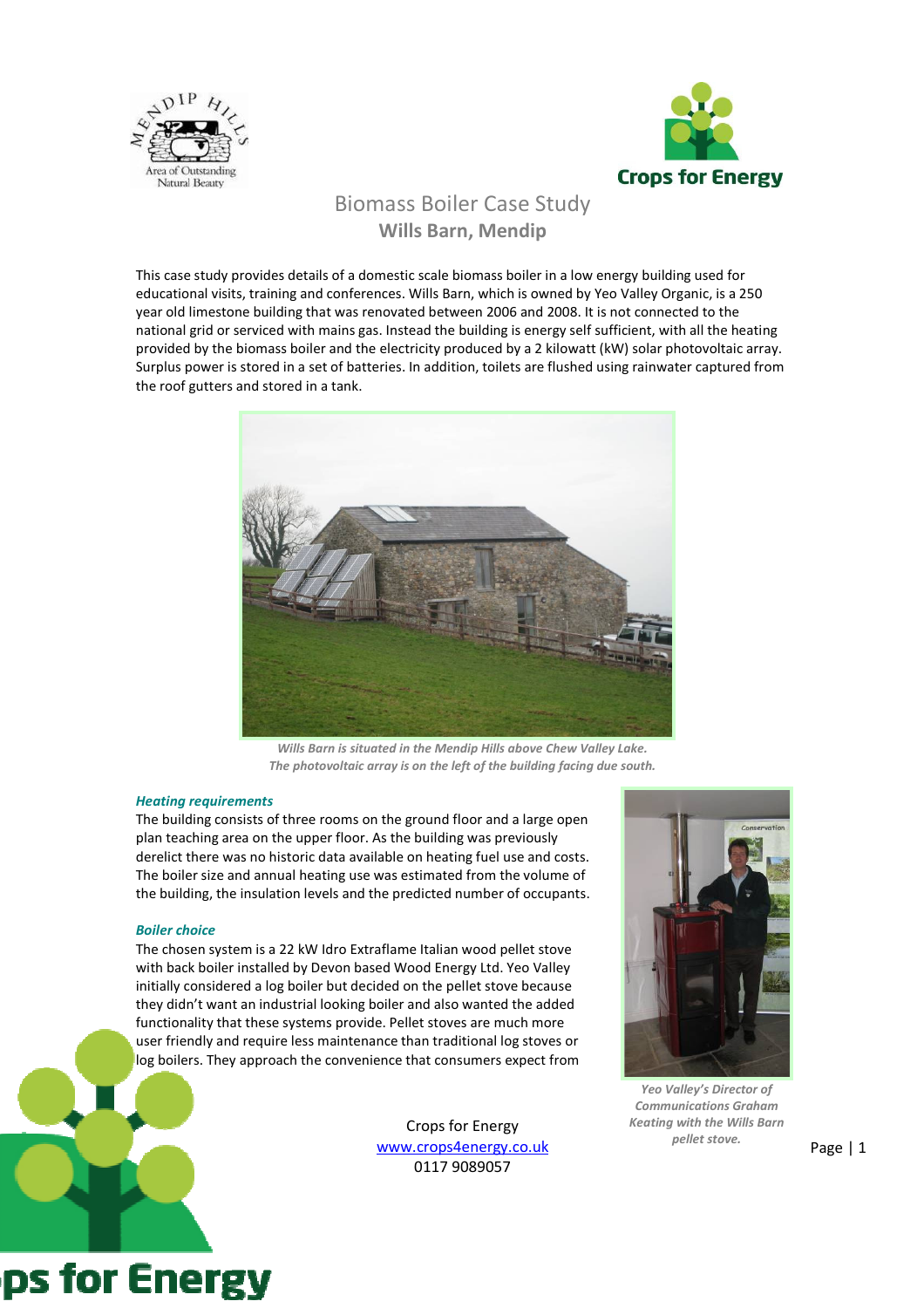# Biomass Boiler Case Study

## Wills Barn, Mendip

This case study provides details of a domestic scale biomass boiler in a low energy building used for educational visits, training and conferences. Wills Barn, which is owned by Yeo Valley Organic, is a 250 year old limestone building that was renovated between 2006 and 2008. It is not connected to the national grid or serviced with mains gas. Instead the building is energy self sufficient, with all the heating provided by the biomass boiler and the electricity produced by a 2 kilowatt (kW) solar photovoltaic array. Surplus power is stored in a set of batteries. In addition, toilets are flushed using rainwater captured from the roof gutters and stored in a tank.

*Wills Barn is situated in the Mendip Hills above Chew Valley Lake. The photovoltaic array is on the left of the building facing due south.*

### Heating requirements

The building consists of three rooms on the ground floor and a large open plan teaching area on the upper floor. As the building was previously derelict there was no historic data available on heating fuel use and costs. The boiler size and annual heating use was estimated from the volume of the building, the insulation levels and the predicted number of occupants.

### Boiler choice

The chosen system is a 22 kW Idro Extraflame Italian wood pellet stove with back boiler installed by Devon based Wood Energy Ltd. Yeo Valley initially considered a log boiler but decided on the pellet stove because they didn't want an industrial looking boiler and also wanted the added functionality that these systems provide. Pellet stoves are much more user friendly and require less maintenance than traditional log stoves or log boilers. They approach the convenience that consumers expect from

*Yeo Valley's Director of Communications Graham Keating with the Wills Barn pellet stove.*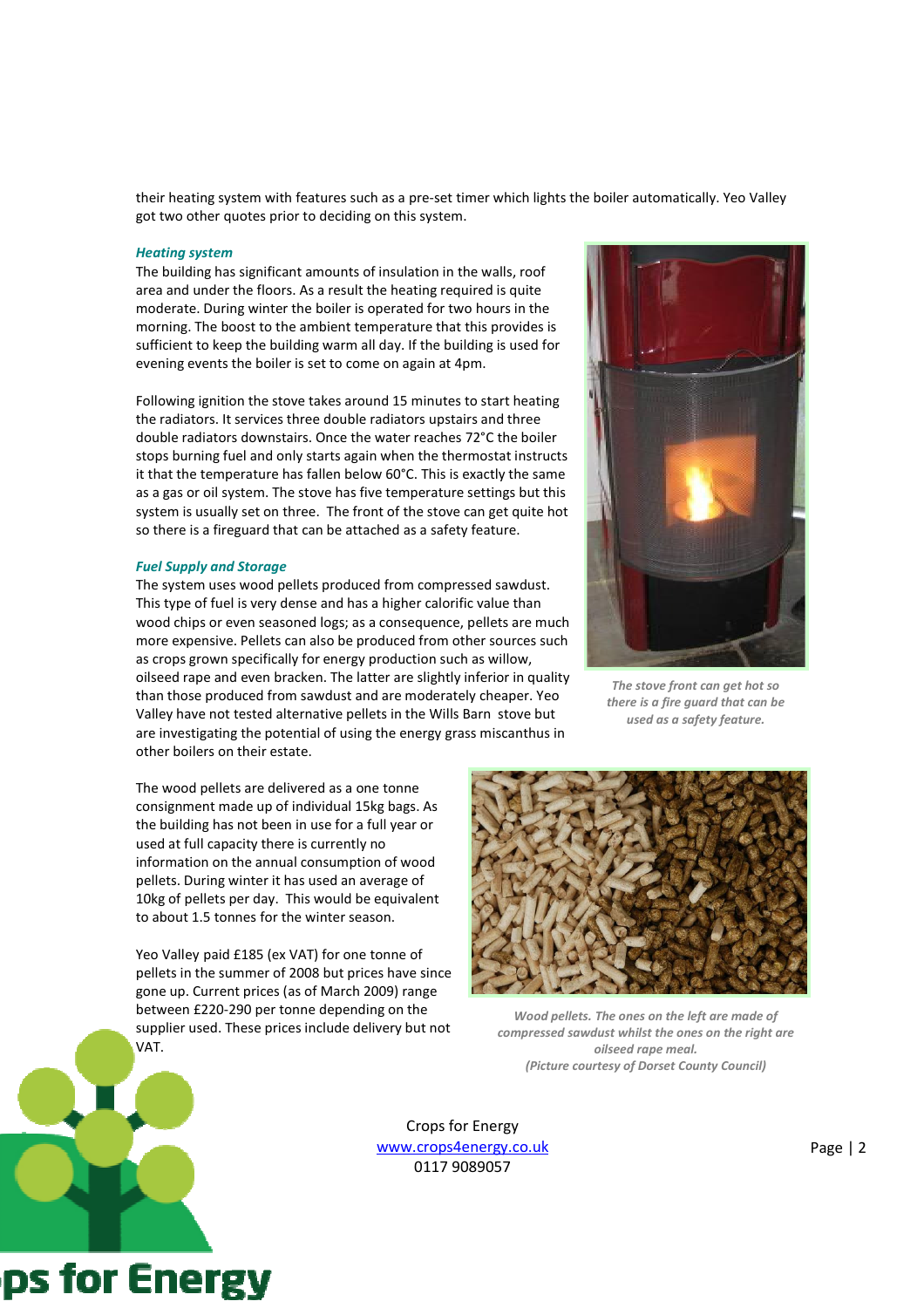their heating system with features such as a pre-set timer which lights the boiler automatically. Yeo Valley got two other quotes prior to deciding on this system.

### *Heating system*

The building has significant amounts of insulation in the walls, roof area and under the floors. As a result the heating required is quite moderate. During winter the boiler is operated for two hours in the morning. The boost to the ambient temperature that this provides is sufficient to keep the building warm all day. If the building is used for evening events the boiler is set to come on again at 4pm.

Following ignition the stove takes around 15 minutes to start heating the radiators. It services three double radiators upstairs and three double radiators downstairs. Once the water reaches 72°C the boiler stops burning fuel and only starts again when the thermostat instructs it that the temperature has fallen below 60°C. This is exactly the same as a gas or oil system. The stove has five temperature settings but this system is usually set on three. The front of the stove can get quite hot so there is a fireguard that can be attached as a safety feature.

*The stove front can get hot so there is a fire guard that can be used as a safety feature.*

### *Fuel Supply and Storage*

The system uses wood pellets produced from compressed sawdust. This type of fuel is very dense and has a higher calorific value than wood chips or even seasoned logs; as a consequence, pellets are much more expensive. Pellets can also be produced from other sources such as crops grown specifically for energy production such as willow, oilseed rape and even bracken. The latter are slightly inferior in quality than those produced from sawdust and are moderately cheaper. Yeo Valley have not tested alternative pellets in the Wills Barn stove but are investigating the potential of using the energy grass miscanthus in other boilers on their estate.

The wood pellets are delivered as a one tonne consignment made up of individual 15kg bags. As the building has not been in use for a full year or used at full capacity there is currently no information on the annual consumption of wood pellets. During winter it has used an average of 10kg of pellets per day. This would be equivalent to about 1.5 tonnes for the winter season.

Yeo Valley paid £185 (ex VAT) for one tonne of pellets in the summer of 2008 but prices have since gone up. Current prices (as of March 2009) range between £220-290 per tonne depending on the supplier used. These prices include delivery but not VAT.

*Wood pellets. The ones on the left are made of compressed sawdust whilst the ones on the right are oilseed rape meal.*
*(Picture courtesy of Dorset County Council)*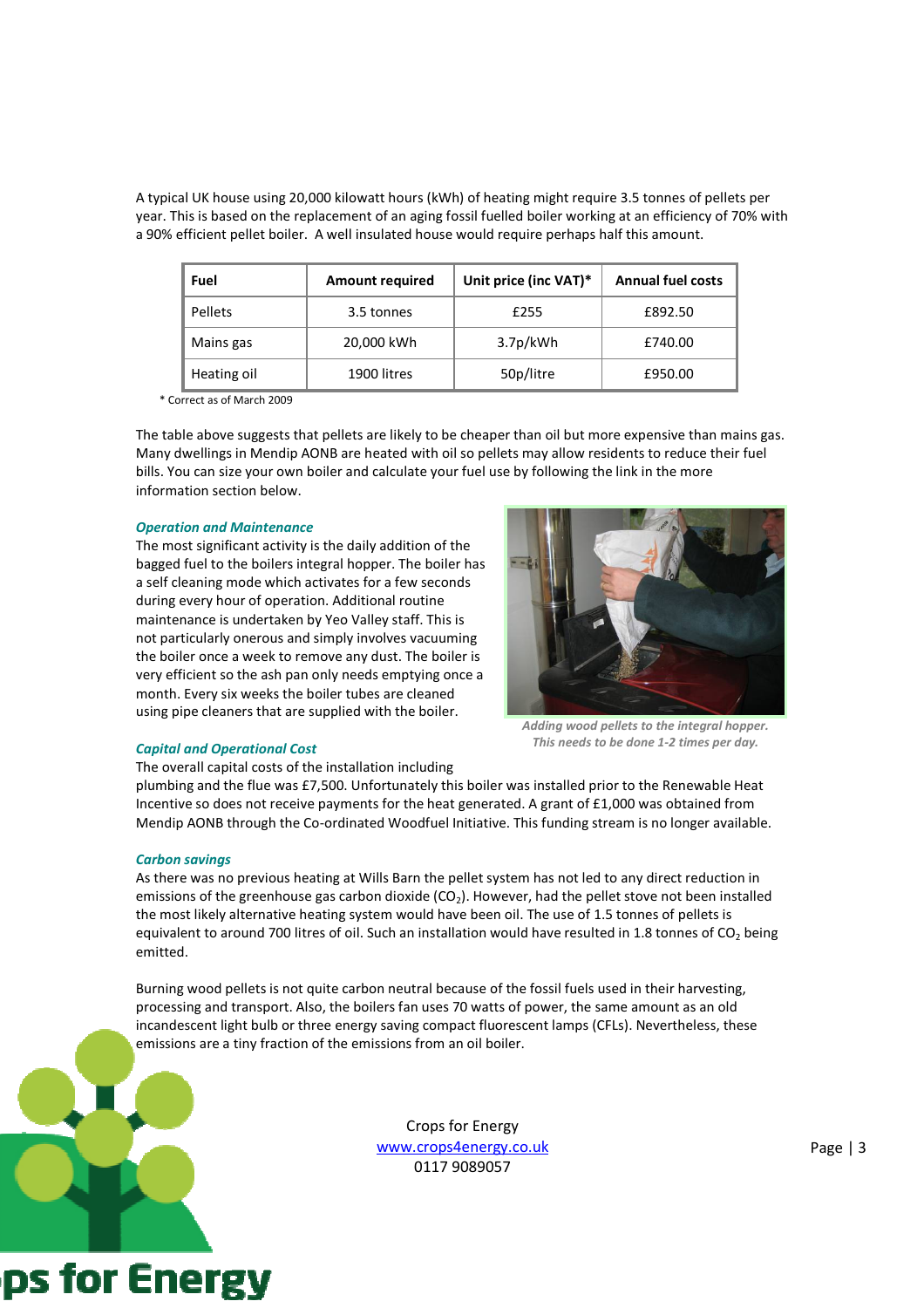A typical UK house using 20,000 kilowatt hours (kWh) of heating might require 3.5 tonnes of pellets per year. This is based on the replacement of an aging fossil fuelled boiler working at an efficiency of 70% with a 90% efficient pellet boiler. A well insulated house would require perhaps half this amount.

| Fuel | Amount required | Unit price (inc VAT)* | Annual fuel costs |
|---|---|---|---|
| Pellets | 3.5 tonnes | £255 | £892.50 |
| Mains gas | 20,000 kWh | 3.7p/kWh | £740.00 |
| Heating oil | 1900 litres | 50p/litre | £950.00 |

* Correct as of March 2009

The table above suggests that pellets are likely to be cheaper than oil but more expensive than mains gas. Many dwellings in Mendip AONB are heated with oil so pellets may allow residents to reduce their fuel bills. You can size your own boiler and calculate your fuel use by following the link in the more information section below.

### *Operation and Maintenance*

The most significant activity is the daily addition of the bagged fuel to the boilers integral hopper. The boiler has a self cleaning mode which activates for a few seconds during every hour of operation. Additional routine maintenance is undertaken by Yeo Valley staff. This is not particularly onerous and simply involves vacuuming the boiler once a week to remove any dust. The boiler is very efficient so the ash pan only needs emptying once a month. Every six weeks the boiler tubes are cleaned using pipe cleaners that are supplied with the boiler.

*Adding wood pellets to the integral hopper. This needs to be done 1-2 times per day.*

### *Capital and Operational Cost*

The overall capital costs of the installation including plumbing and the flue was £7,500. Unfortunately this boiler was installed prior to the Renewable Heat Incentive so does not receive payments for the heat generated. A grant of £1,000 was obtained from Mendip AONB through the Co-ordinated Woodfuel Initiative. This funding stream is no longer available.

### *Carbon savings*

As there was no previous heating at Wills Barn the pellet system has not led to any direct reduction in emissions of the greenhouse gas carbon dioxide ($CO_2$). However, had the pellet stove not been installed the most likely alternative heating system would have been oil. The use of 1.5 tonnes of pellets is equivalent to around 700 litres of oil. Such an installation would have resulted in 1.8 tonnes of $CO_2$ being emitted.

Burning wood pellets is not quite carbon neutral because of the fossil fuels used in their harvesting, processing and transport. Also, the boilers fan uses 70 watts of power, the same amount as an old incandescent light bulb or three energy saving compact fluorescent lamps (CFLs). Nevertheless, these emissions are a tiny fraction of the emissions from an oil boiler.

Crops for Energy
www.crops4energy.co.uk
0117 9089057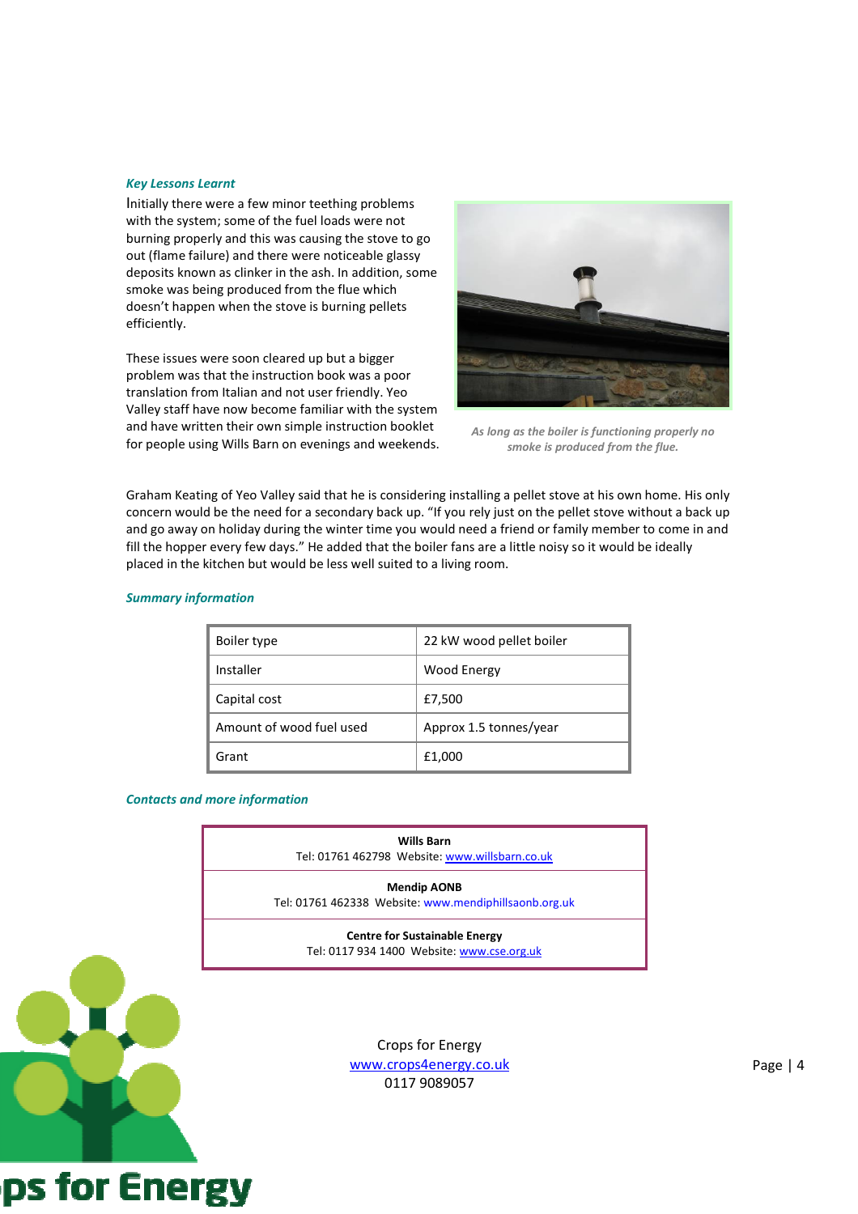### *Key Lessons Learnt*

Initially there were a few minor teething problems with the system; some of the fuel loads were not burning properly and this was causing the stove to go out (flame failure) and there were noticeable glassy deposits known as clinker in the ash. In addition, some smoke was being produced from the flue which doesn't happen when the stove is burning pellets efficiently.

These issues were soon cleared up but a bigger problem was that the instruction book was a poor translation from Italian and not user friendly. Yeo Valley staff have now become familiar with the system and have written their own simple instruction booklet for people using Wills Barn on evenings and weekends.

*As long as the boiler is functioning properly no smoke is produced from the flue.*

Graham Keating of Yeo Valley said that he is considering installing a pellet stove at his own home. His only concern would be the need for a secondary back up. "If you rely just on the pellet stove without a back up and go away on holiday during the winter time you would need a friend or family member to come in and fill the hopper every few days." He added that the boiler fans are a little noisy so it would be ideally placed in the kitchen but would be less well suited to a living room.

### *Summary information*

| | |
|---|---|
| Boiler type | 22 kW wood pellet boiler |
| Installer | Wood Energy |
| Capital cost | £7,500 |
| Amount of wood fuel used | Approx 1.5 tonnes/year |
| Grant | £1,000 |

### *Contacts and more information*

| |
|---|
| **Wills Barn**<br>Tel: 01761 462798 Website: www.willsbarn.co.uk |
| **Mendip AONB**<br>Tel: 01761 462338 Website: www.mendiphillsaonb.org.uk |
| **Centre for Sustainable Energy**<br>Tel: 0117 934 1400 Website: www.cse.org.uk |

ps for Energy

Crops for Energy
www.crops4energy.co.uk
0117 9089057